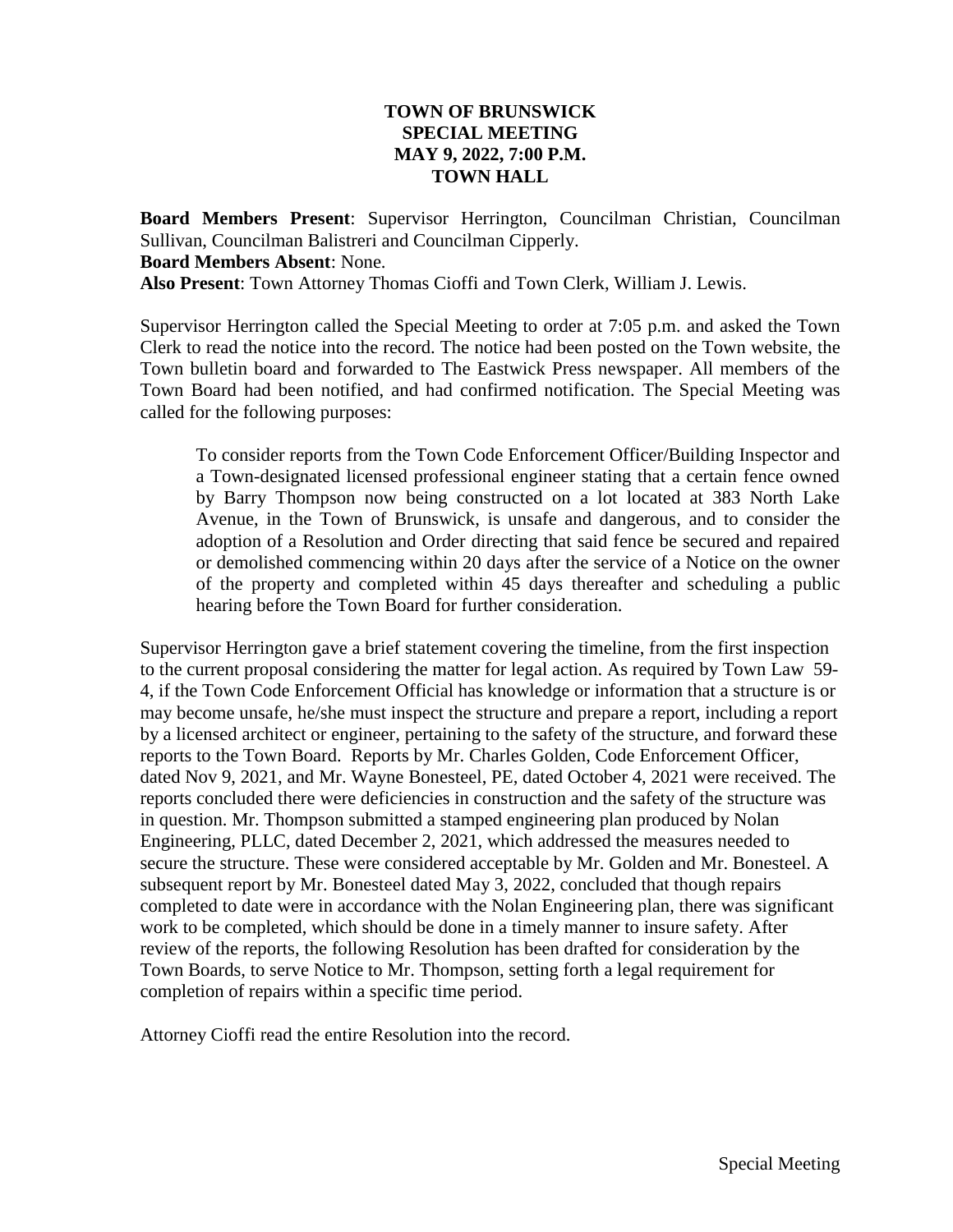# TOWN OF BRUNSWICK
## SPECIAL MEETING
## MAY 9, 2022, 7:00 P.M.
## TOWN HALL

**Board Members Present**: Supervisor Herrington, Councilman Christian, Councilman Sullivan, Councilman Balistreri and Councilman Cipperly.
**Board Members Absent**: None.
**Also Present**: Town Attorney Thomas Cioffi and Town Clerk, William J. Lewis.

Supervisor Herrington called the Special Meeting to order at 7:05 p.m. and asked the Town Clerk to read the notice into the record. The notice had been posted on the Town website, the Town bulletin board and forwarded to The Eastwick Press newspaper. All members of the Town Board had been notified, and had confirmed notification. The Special Meeting was called for the following purposes:

> To consider reports from the Town Code Enforcement Officer/Building Inspector and a Town-designated licensed professional engineer stating that a certain fence owned by Barry Thompson now being constructed on a lot located at 383 North Lake Avenue, in the Town of Brunswick, is unsafe and dangerous, and to consider the adoption of a Resolution and Order directing that said fence be secured and repaired or demolished commencing within 20 days after the service of a Notice on the owner of the property and completed within 45 days thereafter and scheduling a public hearing before the Town Board for further consideration.

Supervisor Herrington gave a brief statement covering the timeline, from the first inspection to the current proposal considering the matter for legal action. As required by Town Law 59-4, if the Town Code Enforcement Official has knowledge or information that a structure is or may become unsafe, he/she must inspect the structure and prepare a report, including a report by a licensed architect or engineer, pertaining to the safety of the structure, and forward these reports to the Town Board. Reports by Mr. Charles Golden, Code Enforcement Officer, dated Nov 9, 2021, and Mr. Wayne Bonesteel, PE, dated October 4, 2021 were received. The reports concluded there were deficiencies in construction and the safety of the structure was in question. Mr. Thompson submitted a stamped engineering plan produced by Nolan Engineering, PLLC, dated December 2, 2021, which addressed the measures needed to secure the structure. These were considered acceptable by Mr. Golden and Mr. Bonesteel. A subsequent report by Mr. Bonesteel dated May 3, 2022, concluded that though repairs completed to date were in accordance with the Nolan Engineering plan, there was significant work to be completed, which should be done in a timely manner to insure safety. After review of the reports, the following Resolution has been drafted for consideration by the Town Boards, to serve Notice to Mr. Thompson, setting forth a legal requirement for completion of repairs within a specific time period.

Attorney Cioffi read the entire Resolution into the record.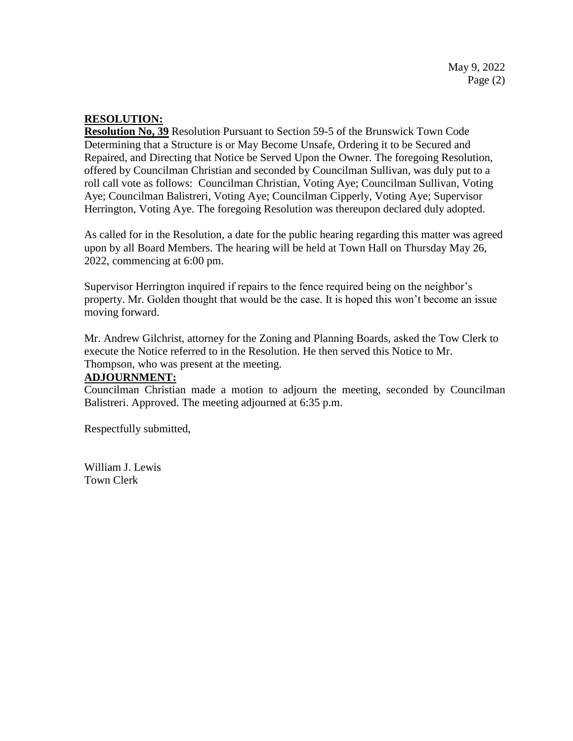**RESOLUTION:**

**Resolution No, 39** Resolution Pursuant to Section 59-5 of the Brunswick Town Code Determining that a Structure is or May Become Unsafe, Ordering it to be Secured and Repaired, and Directing that Notice be Served Upon the Owner. The foregoing Resolution, offered by Councilman Christian and seconded by Councilman Sullivan, was duly put to a roll call vote as follows: Councilman Christian, Voting Aye; Councilman Sullivan, Voting Aye; Councilman Balistreri, Voting Aye; Councilman Cipperly, Voting Aye; Supervisor Herrington, Voting Aye. The foregoing Resolution was thereupon declared duly adopted.

As called for in the Resolution, a date for the public hearing regarding this matter was agreed upon by all Board Members. The hearing will be held at Town Hall on Thursday May 26, 2022, commencing at 6:00 pm.

Supervisor Herrington inquired if repairs to the fence required being on the neighbor's property. Mr. Golden thought that would be the case. It is hoped this won't become an issue moving forward.

Mr. Andrew Gilchrist, attorney for the Zoning and Planning Boards, asked the Tow Clerk to execute the Notice referred to in the Resolution. He then served this Notice to Mr. Thompson, who was present at the meeting.

**ADJOURNMENT:**

Councilman Christian made a motion to adjourn the meeting, seconded by Councilman Balistreri. Approved. The meeting adjourned at 6:35 p.m.

Respectfully submitted,

William J. Lewis
Town Clerk